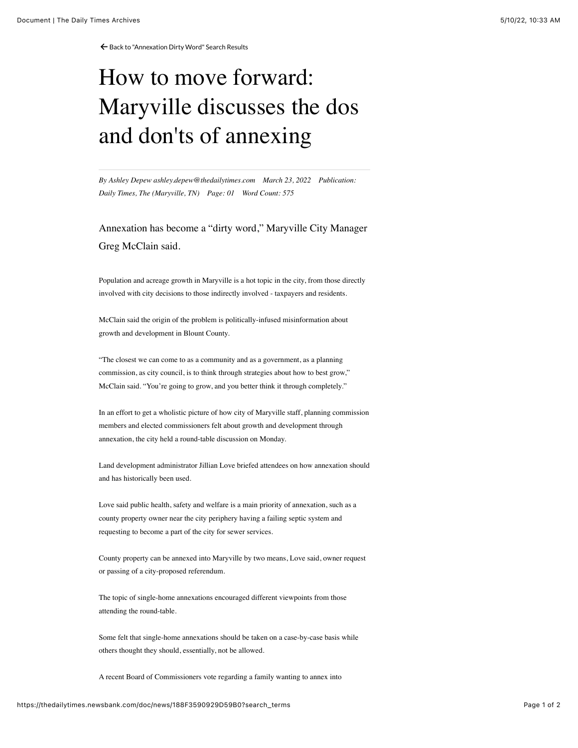← Back to "Annexation Dirty Word" Search Results

# How to move forward: Maryville discusses the dos and don'ts of annexing

*By Ashley Depew ashley.depew@thedailytimes.com March 23, 2022 Publication: Daily Times, The (Maryville, TN) Page: 01 Word Count: 575*

Annexation has become a "dirty word," Maryville City Manager Greg McClain said.

Population and acreage growth in Maryville is a hot topic in the city, from those directly involved with city decisions to those indirectly involved - taxpayers and residents.

McClain said the origin of the problem is politically-infused misinformation about growth and development in Blount County.

"The closest we can come to as a community and as a government, as a planning commission, as city council, is to think through strategies about how to best grow," McClain said. "You're going to grow, and you better think it through completely."

In an effort to get a wholistic picture of how city of Maryville staff, planning commission members and elected commissioners felt about growth and development through annexation, the city held a round-table discussion on Monday.

Land development administrator Jillian Love briefed attendees on how annexation should and has historically been used.

Love said public health, safety and welfare is a main priority of annexation, such as a county property owner near the city periphery having a failing septic system and requesting to become a part of the city for sewer services.

County property can be annexed into Maryville by two means, Love said, owner request or passing of a city-proposed referendum.

The topic of single-home annexations encouraged different viewpoints from those attending the round-table.

Some felt that single-home annexations should be taken on a case-by-case basis while others thought they should, essentially, not be allowed.

A recent Board of Commissioners vote regarding a family wanting to annex into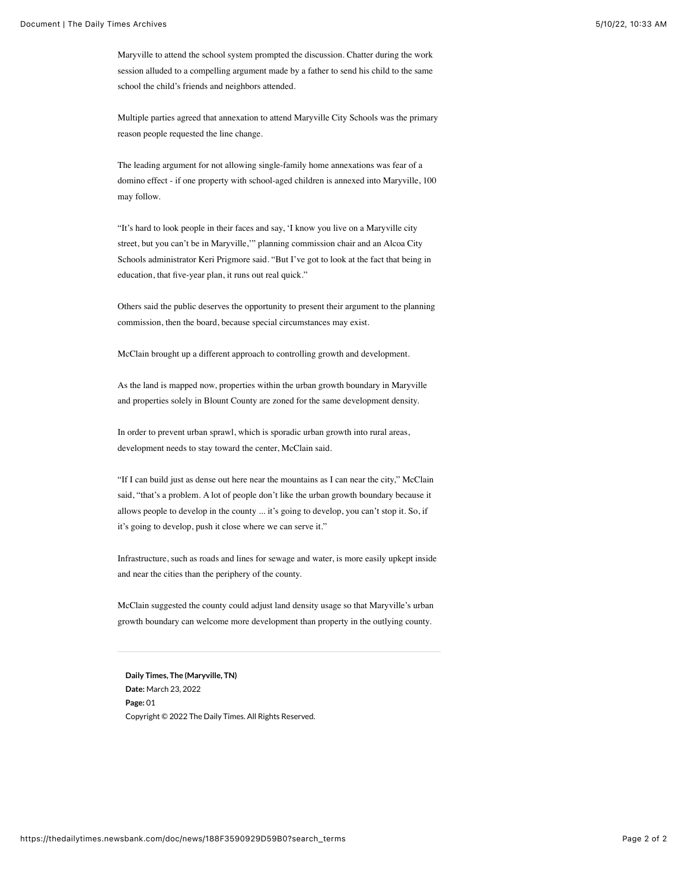Maryville to attend the school system prompted the discussion. Chatter during the work session alluded to a compelling argument made by a father to send his child to the same school the child's friends and neighbors attended.

Multiple parties agreed that annexation to attend Maryville City Schools was the primary reason people requested the line change.

The leading argument for not allowing single-family home annexations was fear of a domino effect - if one property with school-aged children is annexed into Maryville, 100 may follow.

"It's hard to look people in their faces and say, 'I know you live on a Maryville city street, but you can't be in Maryville,'" planning commission chair and an Alcoa City Schools administrator Keri Prigmore said. "But I've got to look at the fact that being in education, that five-year plan, it runs out real quick."

Others said the public deserves the opportunity to present their argument to the planning commission, then the board, because special circumstances may exist.

McClain brought up a different approach to controlling growth and development.

As the land is mapped now, properties within the urban growth boundary in Maryville and properties solely in Blount County are zoned for the same development density.

In order to prevent urban sprawl, which is sporadic urban growth into rural areas, development needs to stay toward the center, McClain said.

"If I can build just as dense out here near the mountains as I can near the city," McClain said, "that's a problem. A lot of people don't like the urban growth boundary because it allows people to develop in the county ... it's going to develop, you can't stop it. So, if it's going to develop, push it close where we can serve it."

Infrastructure, such as roads and lines for sewage and water, is more easily upkept inside and near the cities than the periphery of the county.

McClain suggested the county could adjust land density usage so that Maryville's urban growth boundary can welcome more development than property in the outlying county.

---

**Daily Times, The (Maryville, TN)**
**Date:** March 23, 2022
**Page:** 01
Copyright © 2022 The Daily Times. All Rights Reserved.